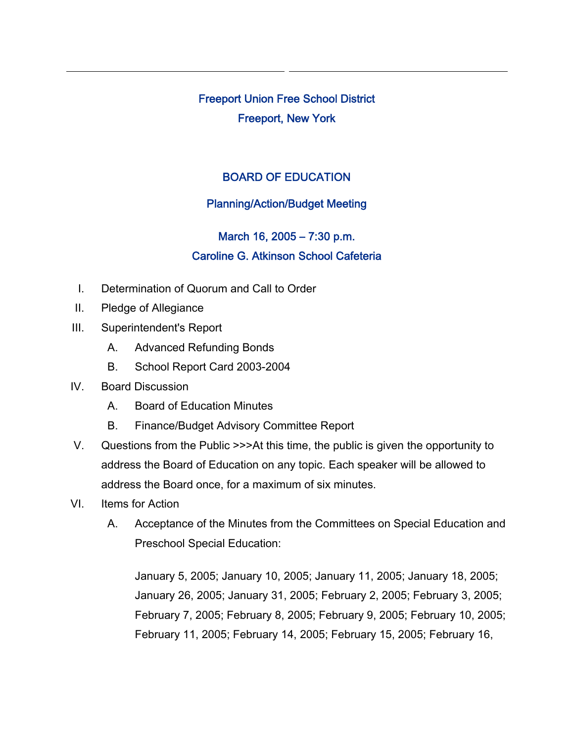# Freeport Union Free School District

## Freeport, New York

## BOARD OF EDUCATION

### Planning/Action/Budget Meeting

### March 16, 2005 – 7:30 p.m.

### Caroline G. Atkinson School Cafeteria

I. Determination of Quorum and Call to Order

II. Pledge of Allegiance

III. Superintendent's Report

   A. Advanced Refunding Bonds

   B. School Report Card 2003-2004

IV. Board Discussion

   A. Board of Education Minutes

   B. Finance/Budget Advisory Committee Report

V. Questions from the Public >>>At this time, the public is given the opportunity to address the Board of Education on any topic. Each speaker will be allowed to address the Board once, for a maximum of six minutes.

VI. Items for Action

   A. Acceptance of the Minutes from the Committees on Special Education and Preschool Special Education:

   January 5, 2005; January 10, 2005; January 11, 2005; January 18, 2005; January 26, 2005; January 31, 2005; February 2, 2005; February 3, 2005; February 7, 2005; February 8, 2005; February 9, 2005; February 10, 2005; February 11, 2005; February 14, 2005; February 15, 2005; February 16,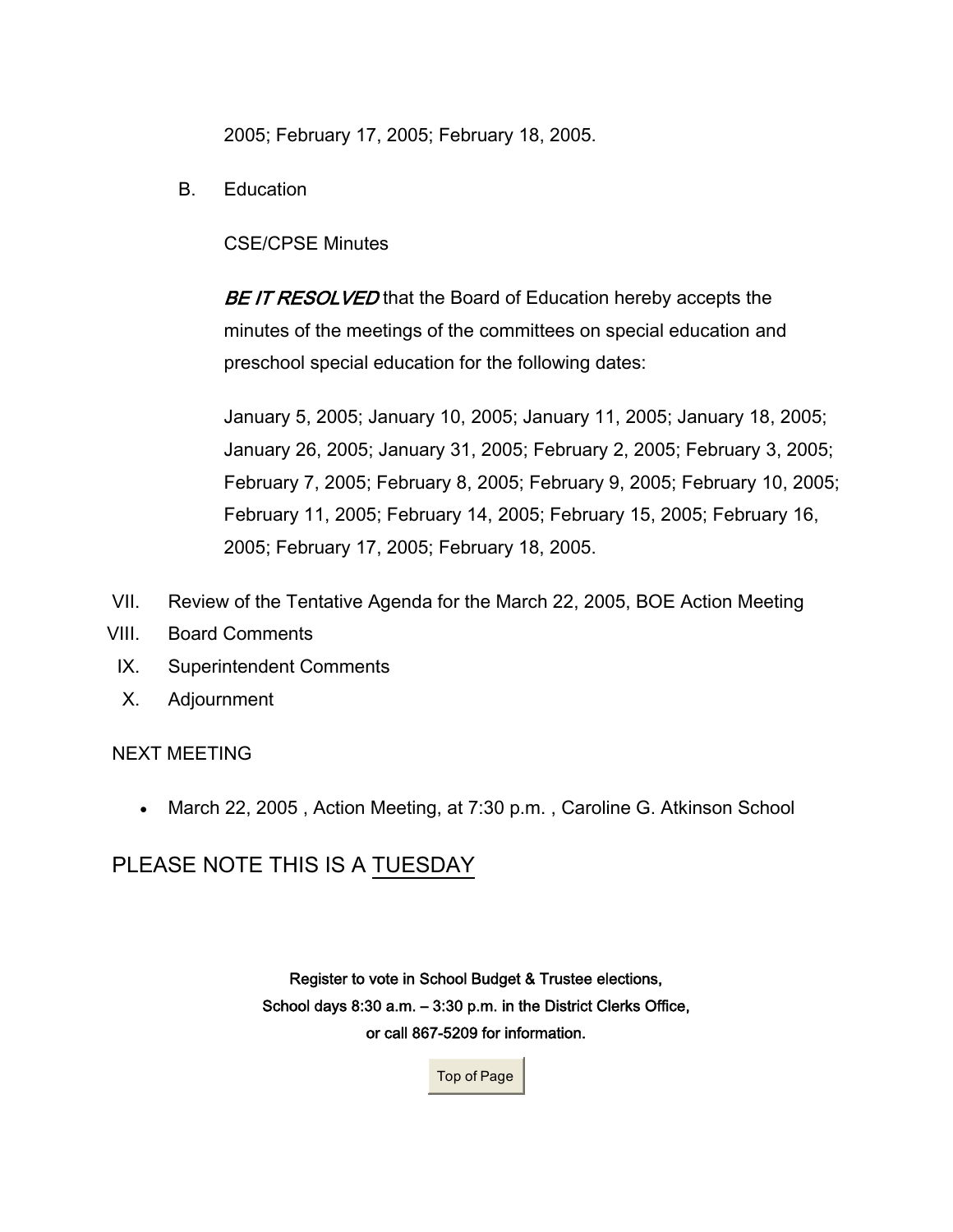2005; February 17, 2005; February 18, 2005.

B. Education

CSE/CPSE Minutes

***BE IT RESOLVED*** that the Board of Education hereby accepts the minutes of the meetings of the committees on special education and preschool special education for the following dates:

January 5, 2005; January 10, 2005; January 11, 2005; January 18, 2005; January 26, 2005; January 31, 2005; February 2, 2005; February 3, 2005; February 7, 2005; February 8, 2005; February 9, 2005; February 10, 2005; February 11, 2005; February 14, 2005; February 15, 2005; February 16, 2005; February 17, 2005; February 18, 2005.

VII. Review of the Tentative Agenda for the March 22, 2005, BOE Action Meeting

VIII. Board Comments

IX. Superintendent Comments

X. Adjournment

NEXT MEETING

- March 22, 2005 , Action Meeting, at 7:30 p.m. , Caroline G. Atkinson School

PLEASE NOTE THIS IS A TUESDAY

**Register to vote in School Budget & Trustee elections,**
**School days 8:30 a.m. – 3:30 p.m. in the District Clerks Office,**
**or call 867-5209 for information.**

Top of Page